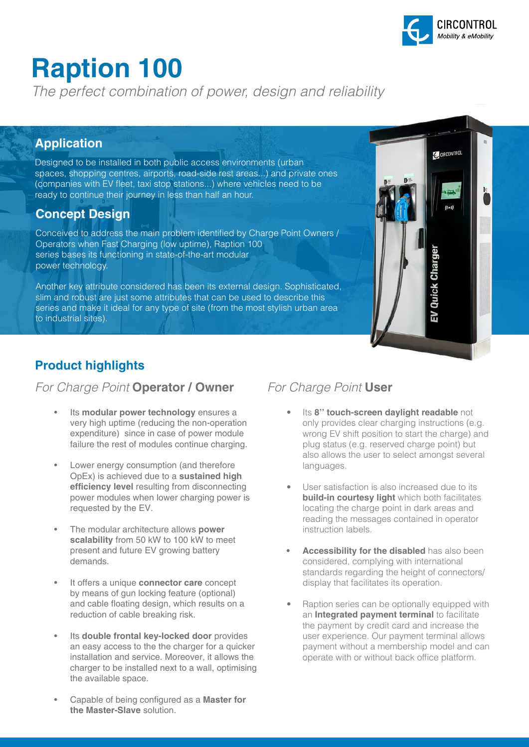# Raption 100

*The perfect combination of power, design and reliability*

## Application

Designed to be installed in both public access environments (urban spaces, shopping centres, airports, road-side rest areas...) and private ones (companies with EV fleet, taxi stop stations...) where vehicles need to be ready to continue their journey in less than half an hour.

## Concept Design

Conceived to address the main problem identified by Charge Point Owners / Operators when Fast Charging (low uptime), Raption 100 series bases its functioning in state-of-the-art modular power technology.

Another key attribute considered has been its external design. Sophisticated, slim and robust are just some attributes that can be used to describe this series and make it ideal for any type of site (from the most stylish urban area to industrial sites).

## Product highlights

### *For Charge Point* Operator / Owner

- Its **modular power technology** ensures a very high uptime (reducing the non-operation expenditure) since in case of power module failure the rest of modules continue charging.
- Lower energy consumption (and therefore OpEx) is achieved due to a **sustained high efficiency level** resulting from disconnecting power modules when lower charging power is requested by the EV.
- The modular architecture allows **power scalability** from 50 kW to 100 kW to meet present and future EV growing battery demands.
- It offers a unique **connector care** concept by means of gun locking feature (optional) and cable floating design, which results on a reduction of cable breaking risk.
- Its **double frontal key-locked door** provides an easy access to the the charger for a quicker installation and service. Moreover, it allows the charger to be installed next to a wall, optimising the available space.
- Capable of being configured as a **Master for the Master-Slave** solution.

### *For Charge Point* User

- Its **8" touch-screen daylight readable** not only provides clear charging instructions (e.g. wrong EV shift position to start the charge) and plug status (e.g. reserved charge point) but also allows the user to select amongst several languages.
- User satisfaction is also increased due to its **build-in courtesy light** which both facilitates locating the charge point in dark areas and reading the messages contained in operator instruction labels.
- **Accessibility for the disabled** has also been considered, complying with international standards regarding the height of connectors/ display that facilitates its operation.
- Raption series can be optionally equipped with an **Integrated payment terminal** to facilitate the payment by credit card and increase the user experience. Our payment terminal allows payment without a membership model and can operate with or without back office platform.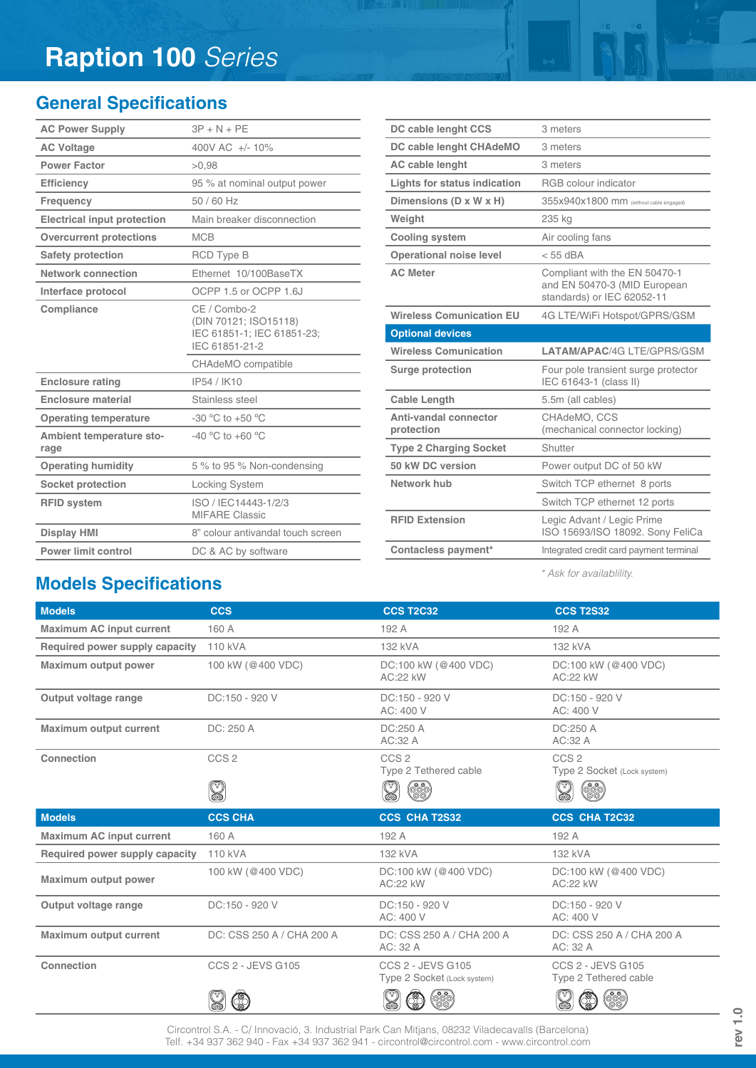# Raption 100 *Series*

## General Specifications

| | |
|---|---|
| **AC Power Supply** | 3P + N + PE |
| **AC Voltage** | 400V AC +/- 10% |
| **Power Factor** | >0,98 |
| **Efficiency** | 95 % at nominal output power |
| **Frequency** | 50 / 60 Hz |
| **Electrical input protection** | Main breaker disconnection |
| **Overcurrent protections** | MCB |
| **Safety protection** | RCD Type B |
| **Network connection** | Ethernet 10/100BaseTX |
| **Interface protocol** | OCPP 1.5 or OCPP 1.6J |
| **Compliance** | CE / Combo-2 (DIN 70121; ISO15118) IEC 61851-1; IEC 61851-23; IEC 61851-21-2 |
| | CHAdeMO compatible |
| **Enclosure rating** | IP54 / IK10 |
| **Enclosure material** | Stainless steel |
| **Operating temperature** | -30 ºC to +50 ºC |
| **Ambient temperature storage** | -40 ºC to +60 ºC |
| **Operating humidity** | 5 % to 95 % Non-condensing |
| **Socket protection** | Locking System |
| **RFID system** | ISO / IEC14443-1/2/3 MIFARE Classic |
| **Display HMI** | 8" colour antivandal touch screen |
| **Power limit control** | DC & AC by software |

| | |
|---|---|
| **DC cable lenght CCS** | 3 meters |
| **DC cable lenght CHAdeMO** | 3 meters |
| **AC cable lenght** | 3 meters |
| **Lights for status indication** | RGB colour indicator |
| **Dimensions (D x W x H)** | 355x940x1800 mm (without cable engaged) |
| **Weight** | 235 kg |
| **Cooling system** | Air cooling fans |
| **Operational noise level** | < 55 dBA |
| **AC Meter** | Compliant with the EN 50470-1 and EN 50470-3 (MID European standards) or IEC 62052-11 |
| **Wireless Comunication EU** | 4G LTE/WiFi Hotspot/GPRS/GSM |
| **Optional devices** | |
| **Wireless Comunication** | **LATAM/APAC**/4G LTE/GPRS/GSM |
| **Surge protection** | Four pole transient surge protector IEC 61643-1 (class II) |
| **Cable Length** | 5.5m (all cables) |
| **Anti-vandal connector protection** | CHAdeMO, CCS (mechanical connector locking) |
| **Type 2 Charging Socket** | Shutter |
| **50 kW DC version** | Power output DC of 50 kW |
| **Network hub** | Switch TCP ethernet 8 ports |
| | Switch TCP ethernet 12 ports |
| **RFID Extension** | Legic Advant / Legic Prime ISO 15693/ISO 18092. Sony FeliCa |
| **Contacless payment*** | Integrated credit card payment terminal |

*\* Ask for availablility.*

## Models Specifications

| **Models** | **CCS** | **CCS T2C32** | **CCS T2S32** |
|---|---|---|---|
| **Maximum AC input current** | 160 A | 192 A | 192 A |
| **Required power supply capacity** | 110 kVA | 132 kVA | 132 kVA |
| **Maximum output power** | 100 kW (@400 VDC) | DC:100 kW (@400 VDC) AC:22 kW | DC:100 kW (@400 VDC) AC:22 kW |
| **Output voltage range** | DC:150 - 920 V | DC:150 - 920 V AC: 400 V | DC:150 - 920 V AC: 400 V |
| **Maximum output current** | DC: 250 A | DC:250 A AC:32 A | DC:250 A AC:32 A |
| **Connection** | CCS 2 | CCS 2 Type 2 Tethered cable | CCS 2 Type 2 Socket (Lock system) |

| **Models** | **CCS CHA** | **CCS CHA T2S32** | **CCS CHA T2C32** |
|---|---|---|---|
| **Maximum AC input current** | 160 A | 192 A | 192 A |
| **Required power supply capacity** | 110 kVA | 132 kVA | 132 kVA |
| **Maximum output power** | 100 kW (@400 VDC) | DC:100 kW (@400 VDC) AC:22 kW | DC:100 kW (@400 VDC) AC:22 kW |
| **Output voltage range** | DC:150 - 920 V | DC:150 - 920 V AC: 400 V | DC:150 - 920 V AC: 400 V |
| **Maximum output current** | DC: CSS 250 A / CHA 200 A | DC: CSS 250 A / CHA 200 A AC: 32 A | DC: CSS 250 A / CHA 200 A AC: 32 A |
| **Connection** | CCS 2 - JEVS G105 | CCS 2 - JEVS G105 Type 2 Socket (Lock system) | CCS 2 - JEVS G105 Type 2 Tethered cable |

Circontrol S.A. - C/ Innovació, 3. Industrial Park Can Mitjans, 08232 Viladecavalls (Barcelona)
Telf. +34 937 362 940 - Fax +34 937 362 941 - circontrol@circontrol.com - www.circontrol.com

rev 1.0